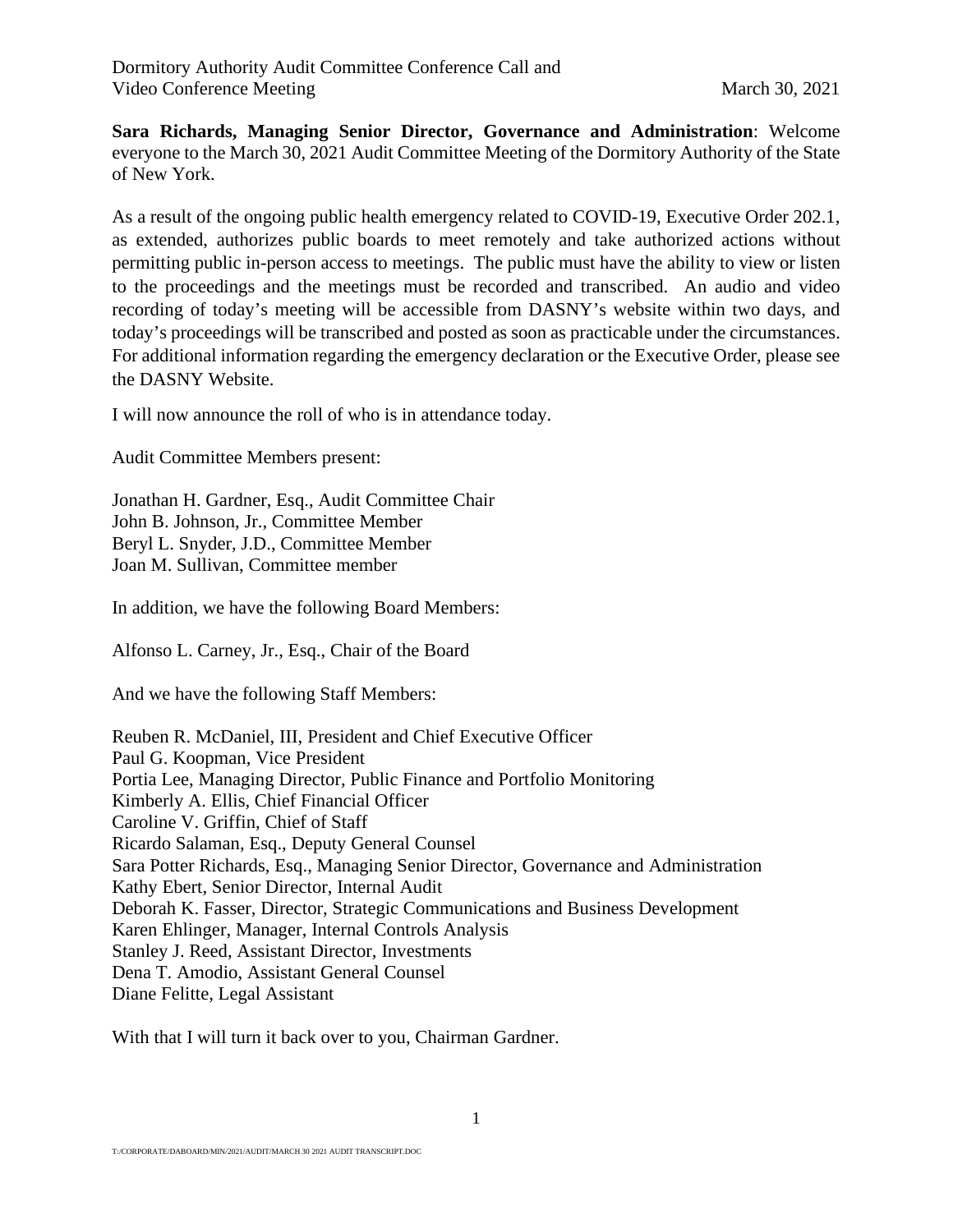**Sara Richards, Managing Senior Director, Governance and Administration**: Welcome everyone to the March 30, 2021 Audit Committee Meeting of the Dormitory Authority of the State of New York.

As a result of the ongoing public health emergency related to COVID-19, Executive Order 202.1, as extended, authorizes public boards to meet remotely and take authorized actions without permitting public in-person access to meetings. The public must have the ability to view or listen to the proceedings and the meetings must be recorded and transcribed. An audio and video recording of today's meeting will be accessible from DASNY's website within two days, and today's proceedings will be transcribed and posted as soon as practicable under the circumstances. For additional information regarding the emergency declaration or the Executive Order, please see the DASNY Website.

I will now announce the roll of who is in attendance today.

Audit Committee Members present:

Jonathan H. Gardner, Esq., Audit Committee Chair
John B. Johnson, Jr., Committee Member
Beryl L. Snyder, J.D., Committee Member
Joan M. Sullivan, Committee member

In addition, we have the following Board Members:

Alfonso L. Carney, Jr., Esq., Chair of the Board

And we have the following Staff Members:

Reuben R. McDaniel, III, President and Chief Executive Officer
Paul G. Koopman, Vice President
Portia Lee, Managing Director, Public Finance and Portfolio Monitoring
Kimberly A. Ellis, Chief Financial Officer
Caroline V. Griffin, Chief of Staff
Ricardo Salaman, Esq., Deputy General Counsel
Sara Potter Richards, Esq., Managing Senior Director, Governance and Administration
Kathy Ebert, Senior Director, Internal Audit
Deborah K. Fasser, Director, Strategic Communications and Business Development
Karen Ehlinger, Manager, Internal Controls Analysis
Stanley J. Reed, Assistant Director, Investments
Dena T. Amodio, Assistant General Counsel
Diane Felitte, Legal Assistant

With that I will turn it back over to you, Chairman Gardner.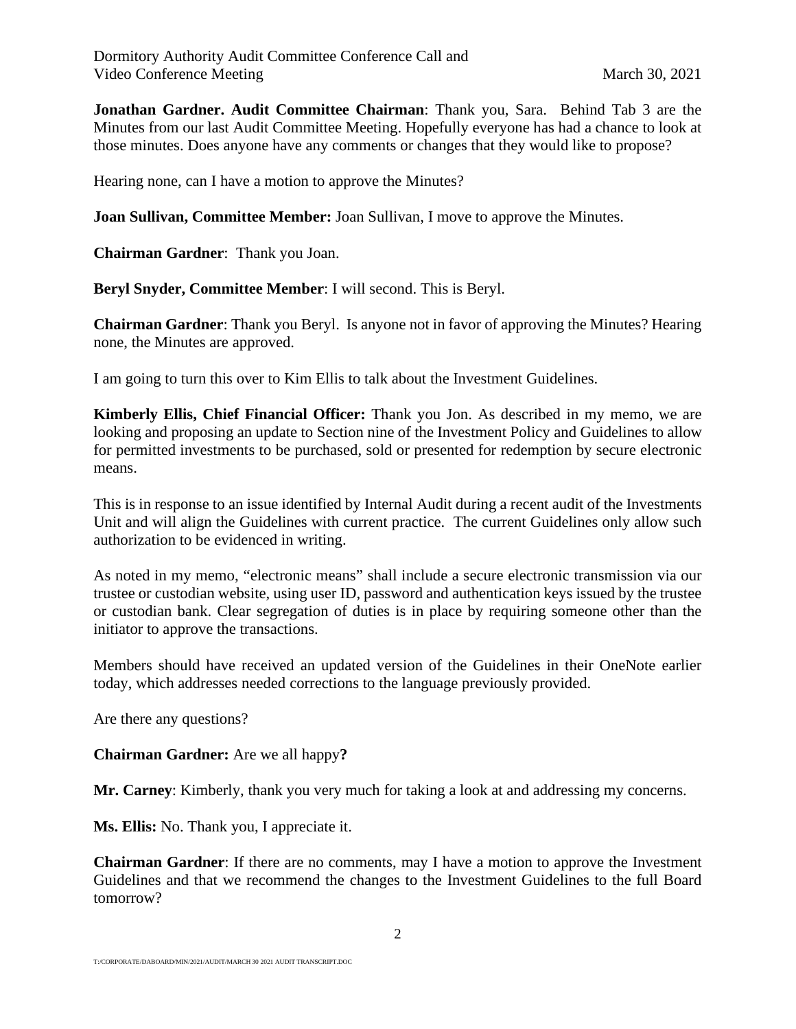**Jonathan Gardner. Audit Committee Chairman**: Thank you, Sara. Behind Tab 3 are the Minutes from our last Audit Committee Meeting. Hopefully everyone has had a chance to look at those minutes. Does anyone have any comments or changes that they would like to propose?

Hearing none, can I have a motion to approve the Minutes?

**Joan Sullivan, Committee Member:** Joan Sullivan, I move to approve the Minutes.

**Chairman Gardner**: Thank you Joan.

**Beryl Snyder, Committee Member**: I will second. This is Beryl.

**Chairman Gardner**: Thank you Beryl. Is anyone not in favor of approving the Minutes? Hearing none, the Minutes are approved.

I am going to turn this over to Kim Ellis to talk about the Investment Guidelines.

**Kimberly Ellis, Chief Financial Officer:** Thank you Jon. As described in my memo, we are looking and proposing an update to Section nine of the Investment Policy and Guidelines to allow for permitted investments to be purchased, sold or presented for redemption by secure electronic means.

This is in response to an issue identified by Internal Audit during a recent audit of the Investments Unit and will align the Guidelines with current practice. The current Guidelines only allow such authorization to be evidenced in writing.

As noted in my memo, "electronic means" shall include a secure electronic transmission via our trustee or custodian website, using user ID, password and authentication keys issued by the trustee or custodian bank. Clear segregation of duties is in place by requiring someone other than the initiator to approve the transactions.

Members should have received an updated version of the Guidelines in their OneNote earlier today, which addresses needed corrections to the language previously provided.

Are there any questions?

**Chairman Gardner:** Are we all happy**?**

**Mr. Carney**: Kimberly, thank you very much for taking a look at and addressing my concerns.

**Ms. Ellis:** No. Thank you, I appreciate it.

**Chairman Gardner**: If there are no comments, may I have a motion to approve the Investment Guidelines and that we recommend the changes to the Investment Guidelines to the full Board tomorrow?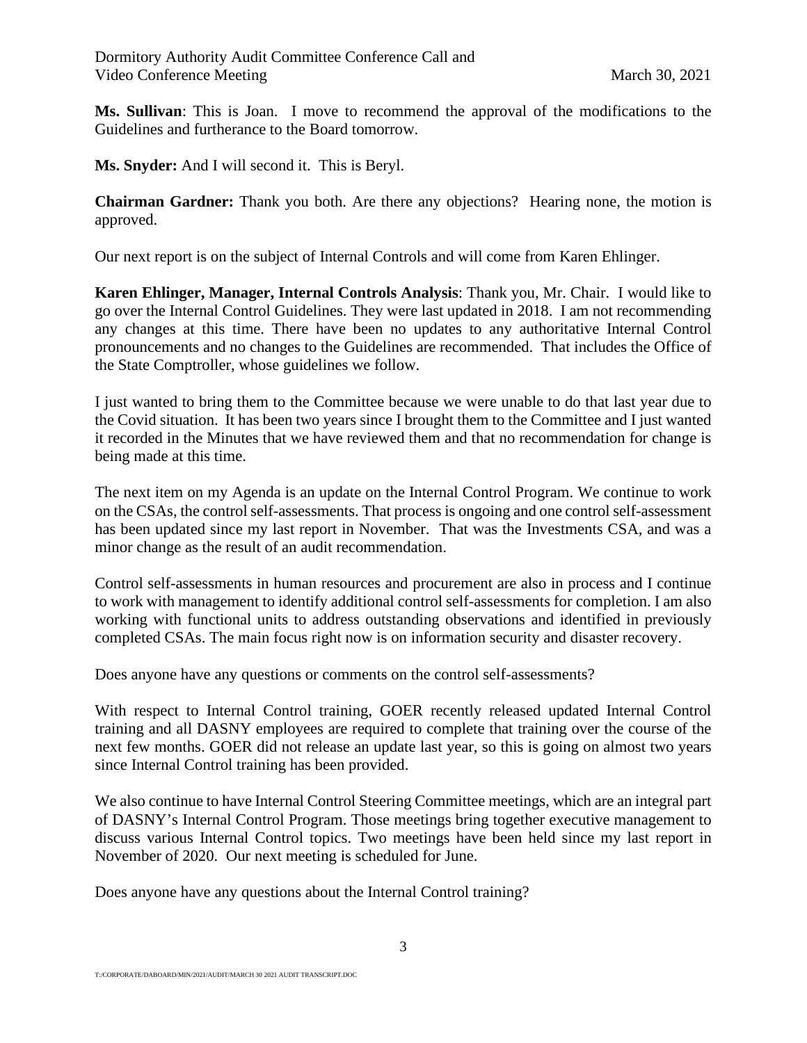**Ms. Sullivan**: This is Joan. I move to recommend the approval of the modifications to the Guidelines and furtherance to the Board tomorrow.

**Ms. Snyder:** And I will second it. This is Beryl.

**Chairman Gardner:** Thank you both. Are there any objections? Hearing none, the motion is approved.

Our next report is on the subject of Internal Controls and will come from Karen Ehlinger.

**Karen Ehlinger, Manager, Internal Controls Analysis**: Thank you, Mr. Chair. I would like to go over the Internal Control Guidelines. They were last updated in 2018. I am not recommending any changes at this time. There have been no updates to any authoritative Internal Control pronouncements and no changes to the Guidelines are recommended. That includes the Office of the State Comptroller, whose guidelines we follow.

I just wanted to bring them to the Committee because we were unable to do that last year due to the Covid situation. It has been two years since I brought them to the Committee and I just wanted it recorded in the Minutes that we have reviewed them and that no recommendation for change is being made at this time.

The next item on my Agenda is an update on the Internal Control Program. We continue to work on the CSAs, the control self-assessments. That process is ongoing and one control self-assessment has been updated since my last report in November. That was the Investments CSA, and was a minor change as the result of an audit recommendation.

Control self-assessments in human resources and procurement are also in process and I continue to work with management to identify additional control self-assessments for completion. I am also working with functional units to address outstanding observations and identified in previously completed CSAs. The main focus right now is on information security and disaster recovery.

Does anyone have any questions or comments on the control self-assessments?

With respect to Internal Control training, GOER recently released updated Internal Control training and all DASNY employees are required to complete that training over the course of the next few months. GOER did not release an update last year, so this is going on almost two years since Internal Control training has been provided.

We also continue to have Internal Control Steering Committee meetings, which are an integral part of DASNY's Internal Control Program. Those meetings bring together executive management to discuss various Internal Control topics. Two meetings have been held since my last report in November of 2020. Our next meeting is scheduled for June.

Does anyone have any questions about the Internal Control training?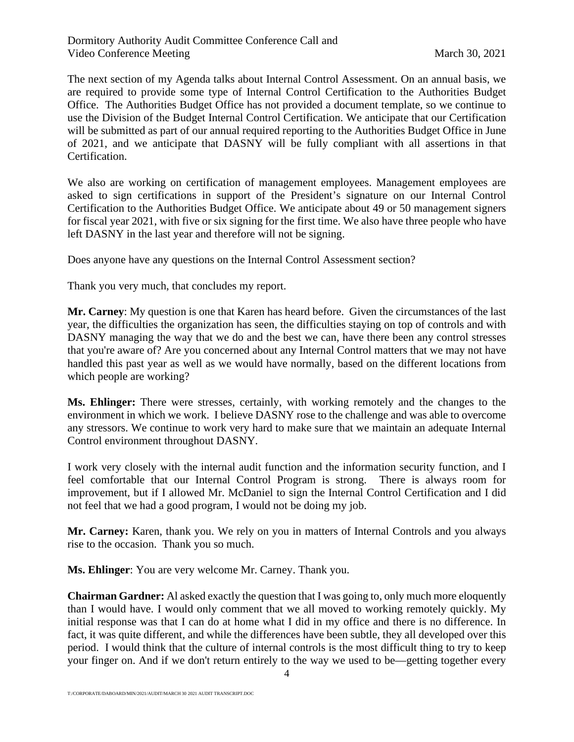The next section of my Agenda talks about Internal Control Assessment. On an annual basis, we are required to provide some type of Internal Control Certification to the Authorities Budget Office. The Authorities Budget Office has not provided a document template, so we continue to use the Division of the Budget Internal Control Certification. We anticipate that our Certification will be submitted as part of our annual required reporting to the Authorities Budget Office in June of 2021, and we anticipate that DASNY will be fully compliant with all assertions in that Certification.

We also are working on certification of management employees. Management employees are asked to sign certifications in support of the President's signature on our Internal Control Certification to the Authorities Budget Office. We anticipate about 49 or 50 management signers for fiscal year 2021, with five or six signing for the first time. We also have three people who have left DASNY in the last year and therefore will not be signing.

Does anyone have any questions on the Internal Control Assessment section?

Thank you very much, that concludes my report.

**Mr. Carney**: My question is one that Karen has heard before. Given the circumstances of the last year, the difficulties the organization has seen, the difficulties staying on top of controls and with DASNY managing the way that we do and the best we can, have there been any control stresses that you're aware of? Are you concerned about any Internal Control matters that we may not have handled this past year as well as we would have normally, based on the different locations from which people are working?

**Ms. Ehlinger:** There were stresses, certainly, with working remotely and the changes to the environment in which we work. I believe DASNY rose to the challenge and was able to overcome any stressors. We continue to work very hard to make sure that we maintain an adequate Internal Control environment throughout DASNY.

I work very closely with the internal audit function and the information security function, and I feel comfortable that our Internal Control Program is strong. There is always room for improvement, but if I allowed Mr. McDaniel to sign the Internal Control Certification and I did not feel that we had a good program, I would not be doing my job.

**Mr. Carney:** Karen, thank you. We rely on you in matters of Internal Controls and you always rise to the occasion. Thank you so much.

**Ms. Ehlinger**: You are very welcome Mr. Carney. Thank you.

**Chairman Gardner:** Al asked exactly the question that I was going to, only much more eloquently than I would have. I would only comment that we all moved to working remotely quickly. My initial response was that I can do at home what I did in my office and there is no difference. In fact, it was quite different, and while the differences have been subtle, they all developed over this period. I would think that the culture of internal controls is the most difficult thing to try to keep your finger on. And if we don't return entirely to the way we used to be—getting together every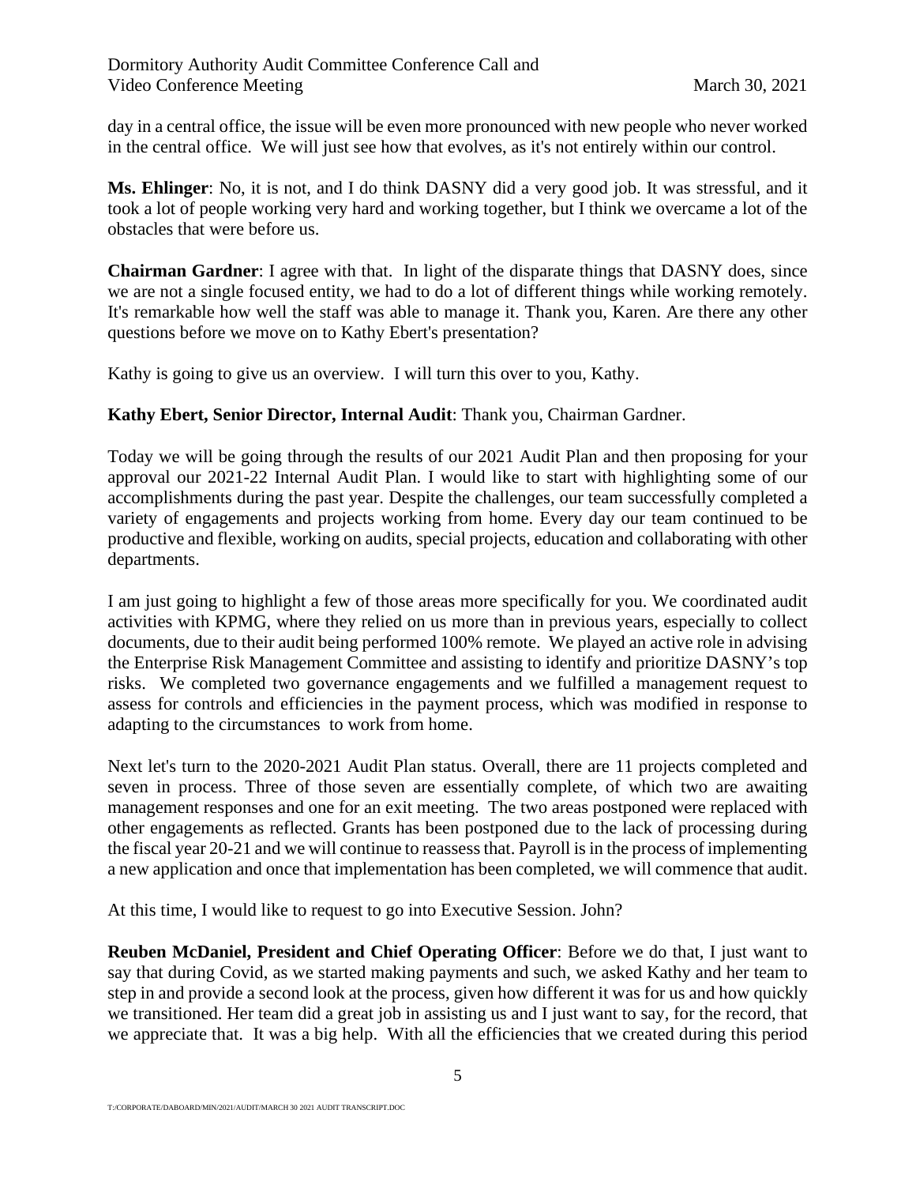day in a central office, the issue will be even more pronounced with new people who never worked in the central office. We will just see how that evolves, as it's not entirely within our control.

**Ms. Ehlinger**: No, it is not, and I do think DASNY did a very good job. It was stressful, and it took a lot of people working very hard and working together, but I think we overcame a lot of the obstacles that were before us.

**Chairman Gardner**: I agree with that. In light of the disparate things that DASNY does, since we are not a single focused entity, we had to do a lot of different things while working remotely. It's remarkable how well the staff was able to manage it. Thank you, Karen. Are there any other questions before we move on to Kathy Ebert's presentation?

Kathy is going to give us an overview. I will turn this over to you, Kathy.

**Kathy Ebert, Senior Director, Internal Audit**: Thank you, Chairman Gardner.

Today we will be going through the results of our 2021 Audit Plan and then proposing for your approval our 2021-22 Internal Audit Plan. I would like to start with highlighting some of our accomplishments during the past year. Despite the challenges, our team successfully completed a variety of engagements and projects working from home. Every day our team continued to be productive and flexible, working on audits, special projects, education and collaborating with other departments.

I am just going to highlight a few of those areas more specifically for you. We coordinated audit activities with KPMG, where they relied on us more than in previous years, especially to collect documents, due to their audit being performed 100% remote. We played an active role in advising the Enterprise Risk Management Committee and assisting to identify and prioritize DASNY's top risks. We completed two governance engagements and we fulfilled a management request to assess for controls and efficiencies in the payment process, which was modified in response to adapting to the circumstances to work from home.

Next let's turn to the 2020-2021 Audit Plan status. Overall, there are 11 projects completed and seven in process. Three of those seven are essentially complete, of which two are awaiting management responses and one for an exit meeting. The two areas postponed were replaced with other engagements as reflected. Grants has been postponed due to the lack of processing during the fiscal year 20-21 and we will continue to reassess that. Payroll is in the process of implementing a new application and once that implementation has been completed, we will commence that audit.

At this time, I would like to request to go into Executive Session. John?

**Reuben McDaniel, President and Chief Operating Officer**: Before we do that, I just want to say that during Covid, as we started making payments and such, we asked Kathy and her team to step in and provide a second look at the process, given how different it was for us and how quickly we transitioned. Her team did a great job in assisting us and I just want to say, for the record, that we appreciate that. It was a big help. With all the efficiencies that we created during this period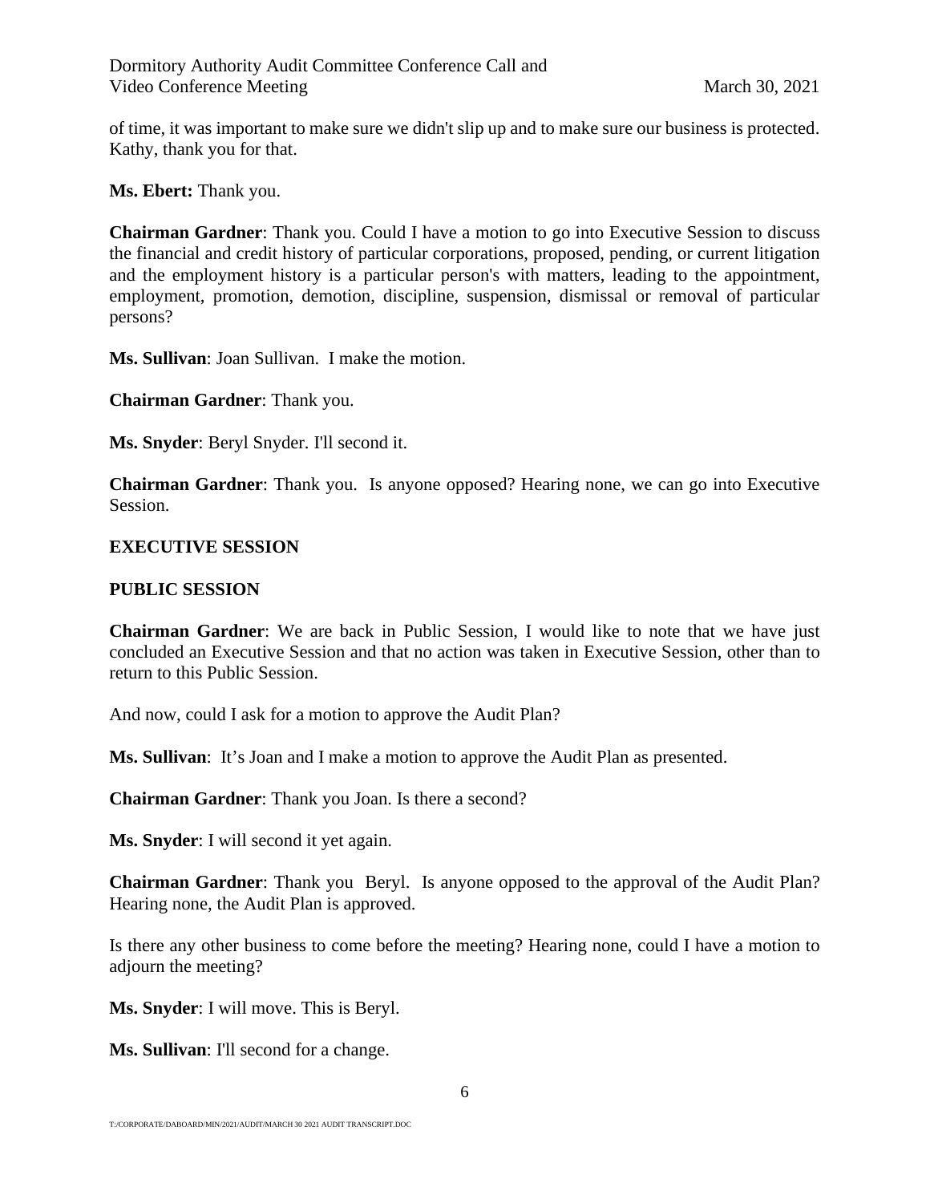of time, it was important to make sure we didn't slip up and to make sure our business is protected. Kathy, thank you for that.

**Ms. Ebert:** Thank you.

**Chairman Gardner**: Thank you. Could I have a motion to go into Executive Session to discuss the financial and credit history of particular corporations, proposed, pending, or current litigation and the employment history is a particular person's with matters, leading to the appointment, employment, promotion, demotion, discipline, suspension, dismissal or removal of particular persons?

**Ms. Sullivan**: Joan Sullivan. I make the motion.

**Chairman Gardner**: Thank you.

**Ms. Snyder**: Beryl Snyder. I'll second it.

**Chairman Gardner**: Thank you. Is anyone opposed? Hearing none, we can go into Executive Session.

**EXECUTIVE SESSION**

**PUBLIC SESSION**

**Chairman Gardner**: We are back in Public Session, I would like to note that we have just concluded an Executive Session and that no action was taken in Executive Session, other than to return to this Public Session.

And now, could I ask for a motion to approve the Audit Plan?

**Ms. Sullivan**: It's Joan and I make a motion to approve the Audit Plan as presented.

**Chairman Gardner**: Thank you Joan. Is there a second?

**Ms. Snyder**: I will second it yet again.

**Chairman Gardner**: Thank you Beryl. Is anyone opposed to the approval of the Audit Plan? Hearing none, the Audit Plan is approved.

Is there any other business to come before the meeting? Hearing none, could I have a motion to adjourn the meeting?

**Ms. Snyder**: I will move. This is Beryl.

**Ms. Sullivan**: I'll second for a change.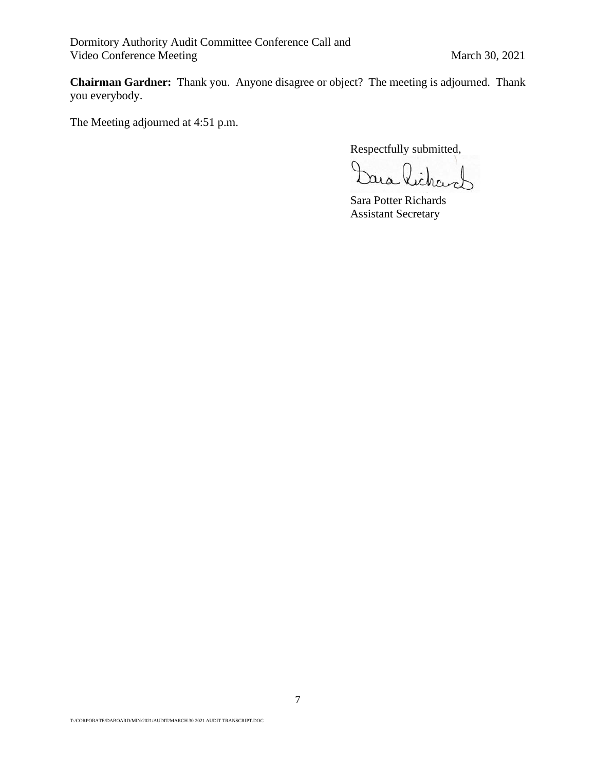**Chairman Gardner:** Thank you. Anyone disagree or object? The meeting is adjourned. Thank you everybody.

The Meeting adjourned at 4:51 p.m.

Respectfully submitted,

Sara Potter Richards
Assistant Secretary